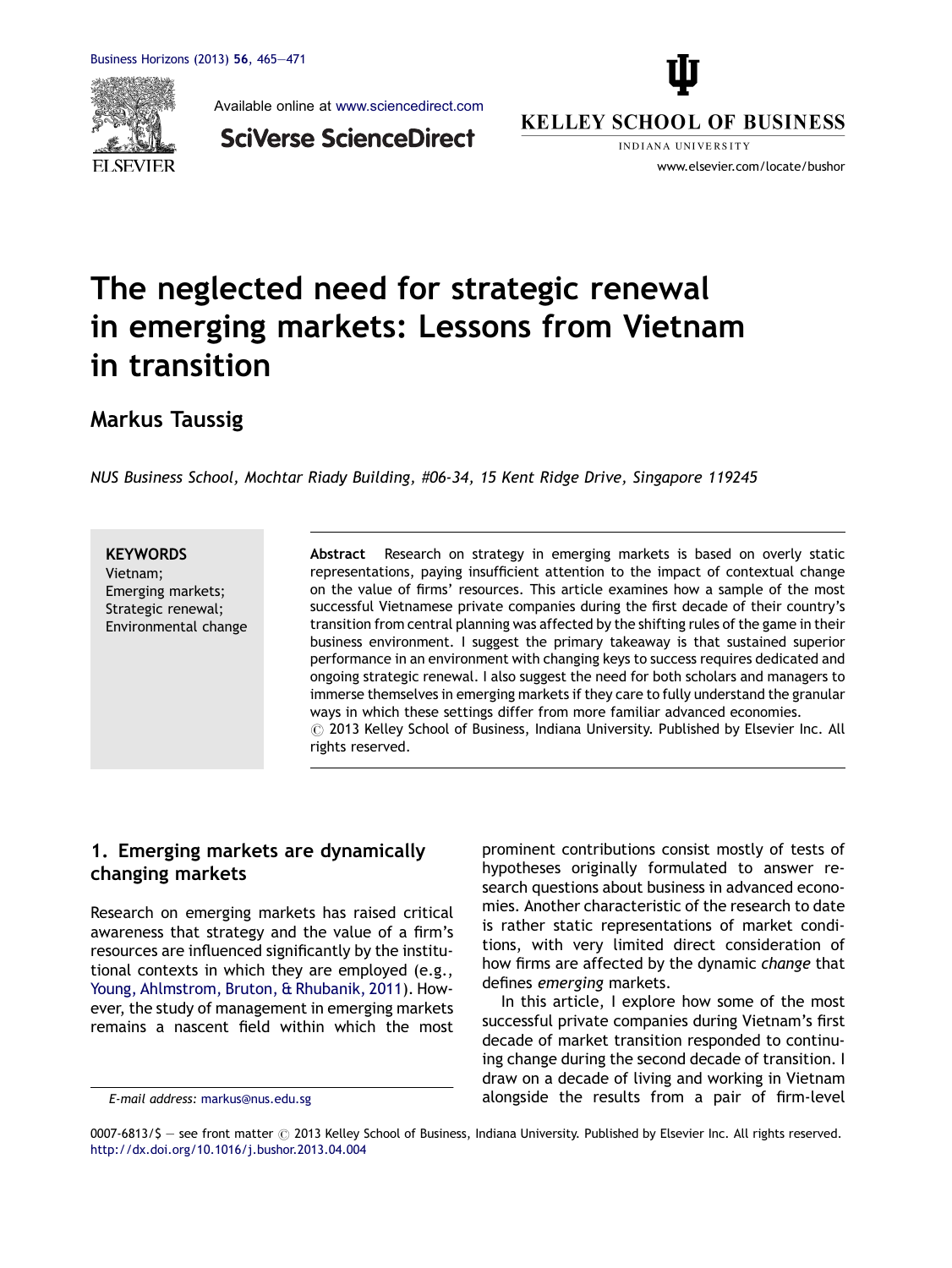# The neglected need for strategic renewal in emerging markets: Lessons from Vietnam in transition

## Markus Taussig

*NUS Business School, Mochtar Riady Building, #06-34, 15 Kent Ridge Drive, Singapore 119245*

**KEYWORDS**
Vietnam;
Emerging markets;
Strategic renewal;
Environmental change

**Abstract** Research on strategy in emerging markets is based on overly static representations, paying insufficient attention to the impact of contextual change on the value of firms' resources. This article examines how a sample of the most successful Vietnamese private companies during the first decade of their country's transition from central planning was affected by the shifting rules of the game in their business environment. I suggest the primary takeaway is that sustained superior performance in an environment with changing keys to success requires dedicated and ongoing strategic renewal. I also suggest the need for both scholars and managers to immerse themselves in emerging markets if they care to fully understand the granular ways in which these settings differ from more familiar advanced economies.
© 2013 Kelley School of Business, Indiana University. Published by Elsevier Inc. All rights reserved.

## 1. Emerging markets are dynamically changing markets

Research on emerging markets has raised critical awareness that strategy and the value of a firm's resources are influenced significantly by the institutional contexts in which they are employed (e.g., Young, Ahlmstrom, Bruton, & Rhubanik, 2011). However, the study of management in emerging markets remains a nascent field within which the most prominent contributions consist mostly of tests of hypotheses originally formulated to answer research questions about business in advanced economies. Another characteristic of the research to date is rather static representations of market conditions, with very limited direct consideration of how firms are affected by the dynamic *change* that defines *emerging* markets.

In this article, I explore how some of the most successful private companies during Vietnam's first decade of market transition responded to continuing change during the second decade of transition. I draw on a decade of living and working in Vietnam alongside the results from a pair of firm-level

E-mail address: markus@nus.edu.sg

0007-6813/$ — see front matter © 2013 Kelley School of Business, Indiana University. Published by Elsevier Inc. All rights reserved.
http://dx.doi.org/10.1016/j.bushor.2013.04.004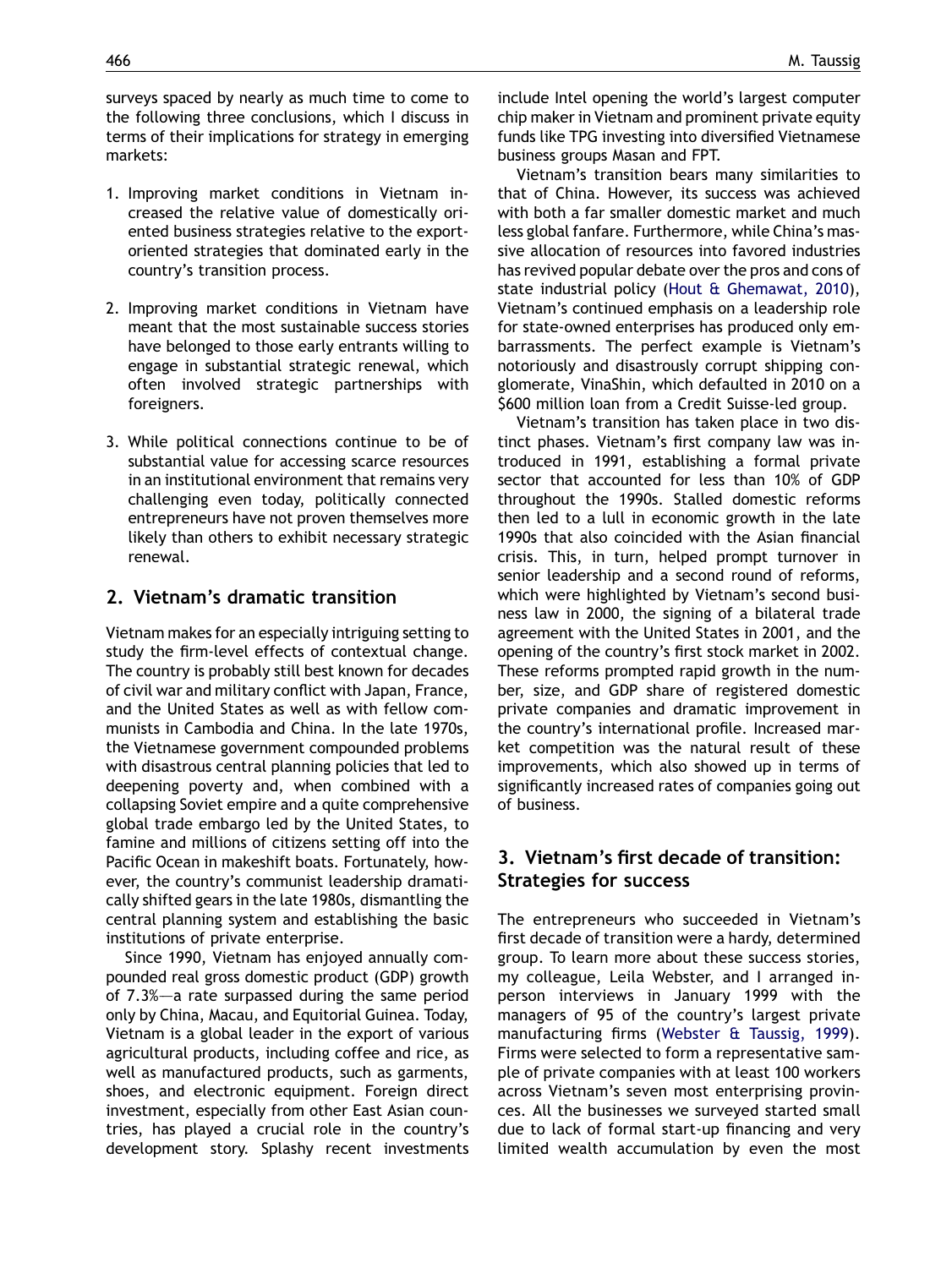surveys spaced by nearly as much time to come to the following three conclusions, which I discuss in terms of their implications for strategy in emerging markets:

1. Improving market conditions in Vietnam increased the relative value of domestically oriented business strategies relative to the export-oriented strategies that dominated early in the country's transition process.

2. Improving market conditions in Vietnam have meant that the most sustainable success stories have belonged to those early entrants willing to engage in substantial strategic renewal, which often involved strategic partnerships with foreigners.

3. While political connections continue to be of substantial value for accessing scarce resources in an institutional environment that remains very challenging even today, politically connected entrepreneurs have not proven themselves more likely than others to exhibit necessary strategic renewal.

## 2. Vietnam's dramatic transition

Vietnam makes for an especially intriguing setting to study the firm-level effects of contextual change. The country is probably still best known for decades of civil war and military conflict with Japan, France, and the United States as well as with fellow communists in Cambodia and China. In the late 1970s, the Vietnamese government compounded problems with disastrous central planning policies that led to deepening poverty and, when combined with a collapsing Soviet empire and a quite comprehensive global trade embargo led by the United States, to famine and millions of citizens setting off into the Pacific Ocean in makeshift boats. Fortunately, however, the country's communist leadership dramatically shifted gears in the late 1980s, dismantling the central planning system and establishing the basic institutions of private enterprise.

Since 1990, Vietnam has enjoyed annually compounded real gross domestic product (GDP) growth of 7.3%—a rate surpassed during the same period only by China, Macau, and Equitorial Guinea. Today, Vietnam is a global leader in the export of various agricultural products, including coffee and rice, as well as manufactured products, such as garments, shoes, and electronic equipment. Foreign direct investment, especially from other East Asian countries, has played a crucial role in the country's development story. Splashy recent investments include Intel opening the world's largest computer chip maker in Vietnam and prominent private equity funds like TPG investing into diversified Vietnamese business groups Masan and FPT.

Vietnam's transition bears many similarities to that of China. However, its success was achieved with both a far smaller domestic market and much less global fanfare. Furthermore, while China's massive allocation of resources into favored industries has revived popular debate over the pros and cons of state industrial policy (Hout & Ghemawat, 2010), Vietnam's continued emphasis on a leadership role for state-owned enterprises has produced only embarrassments. The perfect example is Vietnam's notoriously and disastrously corrupt shipping conglomerate, VinaShin, which defaulted in 2010 on a $600 million loan from a Credit Suisse-led group.

Vietnam's transition has taken place in two distinct phases. Vietnam's first company law was introduced in 1991, establishing a formal private sector that accounted for less than 10% of GDP throughout the 1990s. Stalled domestic reforms then led to a lull in economic growth in the late 1990s that also coincided with the Asian financial crisis. This, in turn, helped prompt turnover in senior leadership and a second round of reforms, which were highlighted by Vietnam's second business law in 2000, the signing of a bilateral trade agreement with the United States in 2001, and the opening of the country's first stock market in 2002. These reforms prompted rapid growth in the number, size, and GDP share of registered domestic private companies and dramatic improvement in the country's international profile. Increased market competition was the natural result of these improvements, which also showed up in terms of significantly increased rates of companies going out of business.

## 3. Vietnam's first decade of transition: Strategies for success

The entrepreneurs who succeeded in Vietnam's first decade of transition were a hardy, determined group. To learn more about these success stories, my colleague, Leila Webster, and I arranged in-person interviews in January 1999 with the managers of 95 of the country's largest private manufacturing firms (Webster & Taussig, 1999). Firms were selected to form a representative sample of private companies with at least 100 workers across Vietnam's seven most enterprising provinces. All the businesses we surveyed started small due to lack of formal start-up financing and very limited wealth accumulation by even the most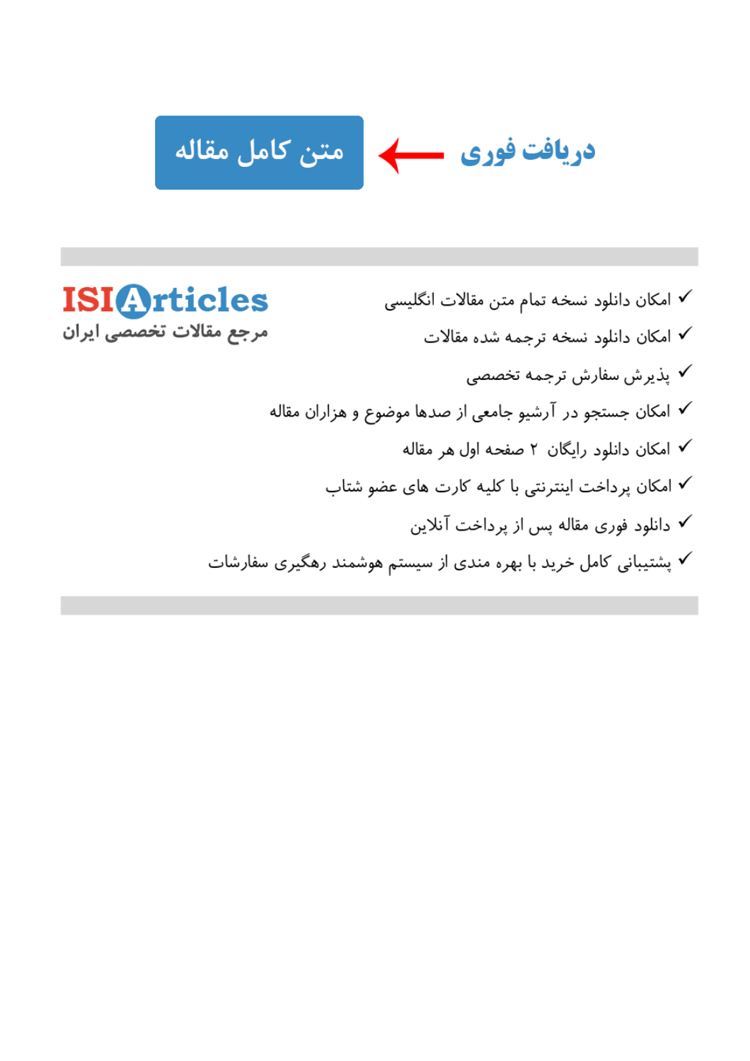**دریافت فوری** ← **متن کامل مقاله**

**ISIArticles**
مرجع مقالات تخصصی ایران

- ✓ امکان دانلود نسخه تمام متن مقالات انگلیسی
- ✓ امکان دانلود نسخه ترجمه شده مقالات
- ✓ پذیرش سفارش ترجمه تخصصی
- ✓ امکان جستجو در آرشیو جامعی از صدها موضوع و هزاران مقاله
- ✓ امکان دانلود رایگان ۲ صفحه اول هر مقاله
- ✓ امکان پرداخت اینترنتی با کلیه کارت های عضو شتاب
- ✓ دانلود فوری مقاله پس از پرداخت آنلاین
- ✓ پشتیبانی کامل خرید با بهره مندی از سیستم هوشمند رهگیری سفارشات